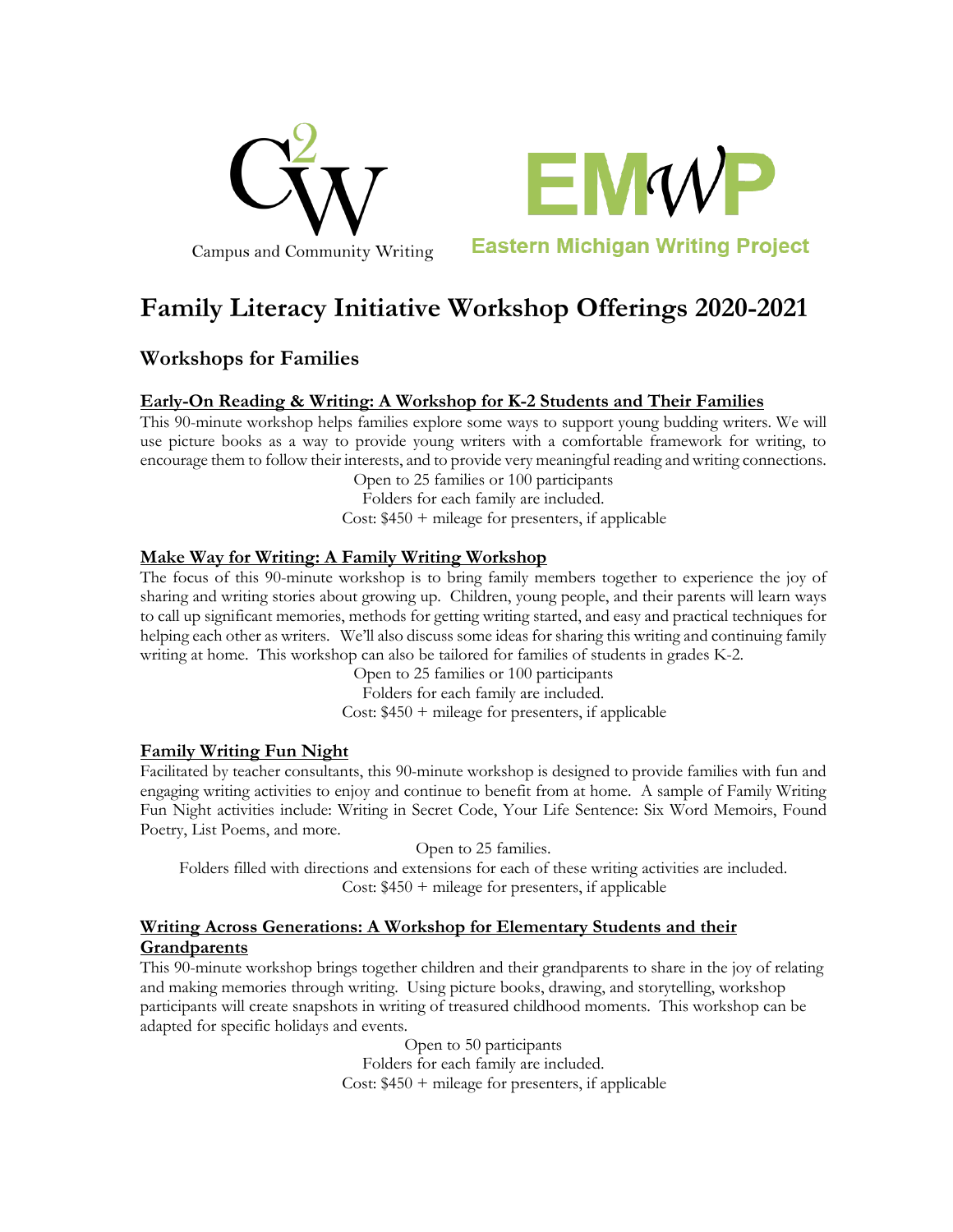Campus and Community Writing

Eastern Michigan Writing Project

# Family Literacy Initiative Workshop Offerings 2020-2021

## Workshops for Families

### Early-On Reading & Writing: A Workshop for K-2 Students and Their Families

This 90-minute workshop helps families explore some ways to support young budding writers. We will use picture books as a way to provide young writers with a comfortable framework for writing, to encourage them to follow their interests, and to provide very meaningful reading and writing connections.

Open to 25 families or 100 participants
Folders for each family are included.
Cost: $450 + mileage for presenters, if applicable

### Make Way for Writing: A Family Writing Workshop

The focus of this 90-minute workshop is to bring family members together to experience the joy of sharing and writing stories about growing up. Children, young people, and their parents will learn ways to call up significant memories, methods for getting writing started, and easy and practical techniques for helping each other as writers. We'll also discuss some ideas for sharing this writing and continuing family writing at home. This workshop can also be tailored for families of students in grades K-2.

Open to 25 families or 100 participants
Folders for each family are included.
Cost: $450 + mileage for presenters, if applicable

### Family Writing Fun Night

Facilitated by teacher consultants, this 90-minute workshop is designed to provide families with fun and engaging writing activities to enjoy and continue to benefit from at home. A sample of Family Writing Fun Night activities include: Writing in Secret Code, Your Life Sentence: Six Word Memoirs, Found Poetry, List Poems, and more.

Open to 25 families.
Folders filled with directions and extensions for each of these writing activities are included.
Cost: $450 + mileage for presenters, if applicable

### Writing Across Generations: A Workshop for Elementary Students and their Grandparents

This 90-minute workshop brings together children and their grandparents to share in the joy of relating and making memories through writing. Using picture books, drawing, and storytelling, workshop participants will create snapshots in writing of treasured childhood moments. This workshop can be adapted for specific holidays and events.

Open to 50 participants
Folders for each family are included.
Cost: $450 + mileage for presenters, if applicable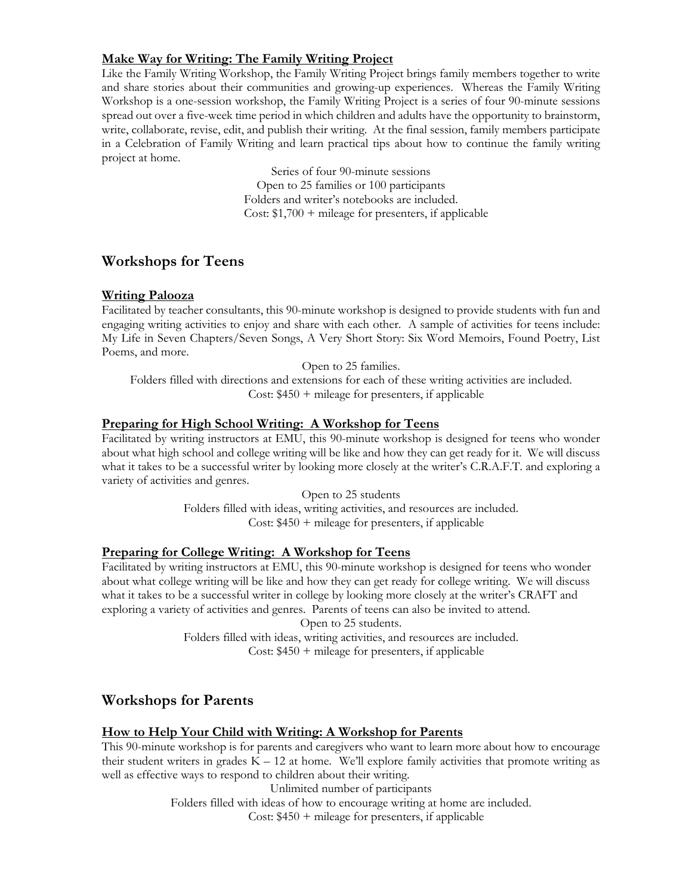### Make Way for Writing: The Family Writing Project

Like the Family Writing Workshop, the Family Writing Project brings family members together to write and share stories about their communities and growing-up experiences. Whereas the Family Writing Workshop is a one-session workshop, the Family Writing Project is a series of four 90-minute sessions spread out over a five-week time period in which children and adults have the opportunity to brainstorm, write, collaborate, revise, edit, and publish their writing. At the final session, family members participate in a Celebration of Family Writing and learn practical tips about how to continue the family writing project at home.

Series of four 90-minute sessions
Open to 25 families or 100 participants
Folders and writer's notebooks are included.
Cost: $1,700 + mileage for presenters, if applicable

## Workshops for Teens

### Writing Palooza

Facilitated by teacher consultants, this 90-minute workshop is designed to provide students with fun and engaging writing activities to enjoy and share with each other. A sample of activities for teens include: My Life in Seven Chapters/Seven Songs, A Very Short Story: Six Word Memoirs, Found Poetry, List Poems, and more.

Open to 25 families.
Folders filled with directions and extensions for each of these writing activities are included.
Cost: $450 + mileage for presenters, if applicable

### Preparing for High School Writing: A Workshop for Teens

Facilitated by writing instructors at EMU, this 90-minute workshop is designed for teens who wonder about what high school and college writing will be like and how they can get ready for it. We will discuss what it takes to be a successful writer by looking more closely at the writer's C.R.A.F.T. and exploring a variety of activities and genres.

Open to 25 students
Folders filled with ideas, writing activities, and resources are included.
Cost: $450 + mileage for presenters, if applicable

### Preparing for College Writing: A Workshop for Teens

Facilitated by writing instructors at EMU, this 90-minute workshop is designed for teens who wonder about what college writing will be like and how they can get ready for college writing. We will discuss what it takes to be a successful writer in college by looking more closely at the writer's CRAFT and exploring a variety of activities and genres. Parents of teens can also be invited to attend.

Open to 25 students.
Folders filled with ideas, writing activities, and resources are included.
Cost: $450 + mileage for presenters, if applicable

## Workshops for Parents

### How to Help Your Child with Writing: A Workshop for Parents

This 90-minute workshop is for parents and caregivers who want to learn more about how to encourage their student writers in grades K – 12 at home. We'll explore family activities that promote writing as well as effective ways to respond to children about their writing.

Unlimited number of participants
Folders filled with ideas of how to encourage writing at home are included.
Cost: $450 + mileage for presenters, if applicable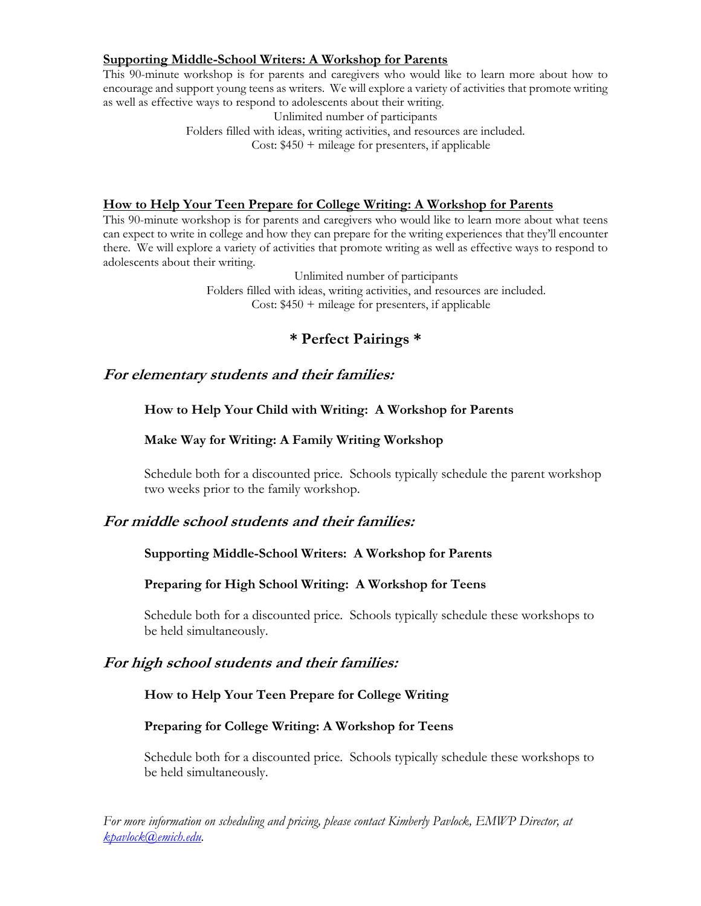**<u>Supporting Middle-School Writers: A Workshop for Parents</u>**

This 90-minute workshop is for parents and caregivers who would like to learn more about how to encourage and support young teens as writers. We will explore a variety of activities that promote writing as well as effective ways to respond to adolescents about their writing.

Unlimited number of participants

Folders filled with ideas, writing activities, and resources are included.

Cost: $450 + mileage for presenters, if applicable

**<u>How to Help Your Teen Prepare for College Writing: A Workshop for Parents</u>**

This 90-minute workshop is for parents and caregivers who would like to learn more about what teens can expect to write in college and how they can prepare for the writing experiences that they'll encounter there. We will explore a variety of activities that promote writing as well as effective ways to respond to adolescents about their writing.

Unlimited number of participants

Folders filled with ideas, writing activities, and resources are included.

Cost: $450 + mileage for presenters, if applicable

## * Perfect Pairings *

### *For elementary students and their families:*

**How to Help Your Child with Writing: A Workshop for Parents**

**Make Way for Writing: A Family Writing Workshop**

Schedule both for a discounted price. Schools typically schedule the parent workshop two weeks prior to the family workshop.

### *For middle school students and their families:*

**Supporting Middle-School Writers: A Workshop for Parents**

**Preparing for High School Writing: A Workshop for Teens**

Schedule both for a discounted price. Schools typically schedule these workshops to be held simultaneously.

### *For high school students and their families:*

**How to Help Your Teen Prepare for College Writing**

**Preparing for College Writing: A Workshop for Teens**

Schedule both for a discounted price. Schools typically schedule these workshops to be held simultaneously.

*For more information on scheduling and pricing, please contact Kimberly Pavlock, EMWP Director, at kpavlock@emich.edu.*